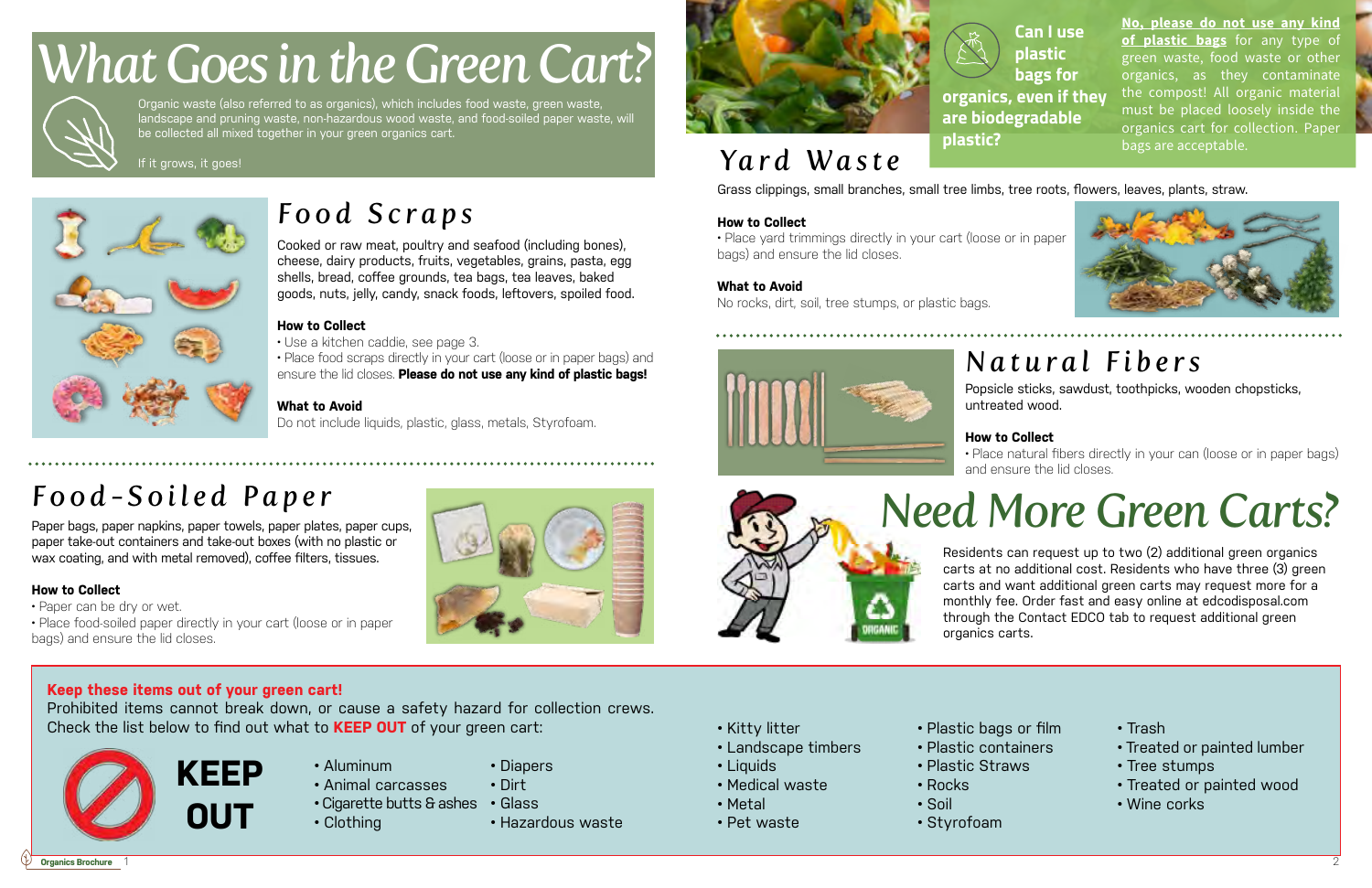# What Goes in the Green Cart?

Organic waste (also referred to as organics), which includes food waste, green waste, landscape and pruning waste, non-hazardous wood waste, and food-soiled paper waste, will be collected all mixed together in your green organics cart.

If it grows, it goes!

## Food Scraps

Cooked or raw meat, poultry and seafood (including bones), cheese, dairy products, fruits, vegetables, grains, pasta, egg shells, bread, coffee grounds, tea bags, tea leaves, baked goods, nuts, jelly, candy, snack foods, leftovers, spoiled food.

**How to Collect**

- Use a kitchen caddie, see page 3.
- Place food scraps directly in your cart (loose or in paper bags) and ensure the lid closes. **Please do not use any kind of plastic bags!**

**What to Avoid**

Do not include liquids, plastic, glass, metals, Styrofoam.

## Food-Soiled Paper

Paper bags, paper napkins, paper towels, paper plates, paper cups, paper take-out containers and take-out boxes (with no plastic or wax coating, and with metal removed), coffee filters, tissues.

**How to Collect**

- Paper can be dry or wet.
- Place food-soiled paper directly in your cart (loose or in paper bags) and ensure the lid closes.

**Can I use plastic bags for organics, even if they are biodegradable plastic?**

**No, please do not use any kind of plastic bags** for any type of green waste, food waste or other organics, as they contaminate the compost! All organic material must be placed loosely inside the organics cart for collection. Paper bags are acceptable.

## Yard Waste

Grass clippings, small branches, small tree limbs, tree roots, flowers, leaves, plants, straw.

**How to Collect**

- Place yard trimmings directly in your cart (loose or in paper bags) and ensure the lid closes.

**What to Avoid**

No rocks, dirt, soil, tree stumps, or plastic bags.

## Natural Fibers

Popsicle sticks, sawdust, toothpicks, wooden chopsticks, untreated wood.

**How to Collect**

- Place natural fibers directly in your can (loose or in paper bags) and ensure the lid closes.

## Need More Green Carts?

Residents can request up to two (2) additional green organics carts at no additional cost. Residents who have three (3) green carts and want additional green carts may request more for a monthly fee. Order fast and easy online at edcodisposal.com through the Contact EDCO tab to request additional green organics carts.

**Keep these items out of your green cart!**

Prohibited items cannot break down, or cause a safety hazard for collection crews. Check the list below to find out what to **KEEP OUT** of your green cart:

**KEEP OUT**

- Aluminum
- Animal carcasses
- Cigarette butts & ashes
- Clothing
- Diapers
- Dirt
- Glass
- Hazardous waste
- Kitty litter
- Landscape timbers
- Liquids
- Medical waste
- Metal
- Pet waste
- Plastic bags or film
- Plastic containers
- Plastic Straws
- Rocks
- Soil
- Styrofoam
- Trash
- Treated or painted lumber
- Tree stumps
- Treated or painted wood
- Wine corks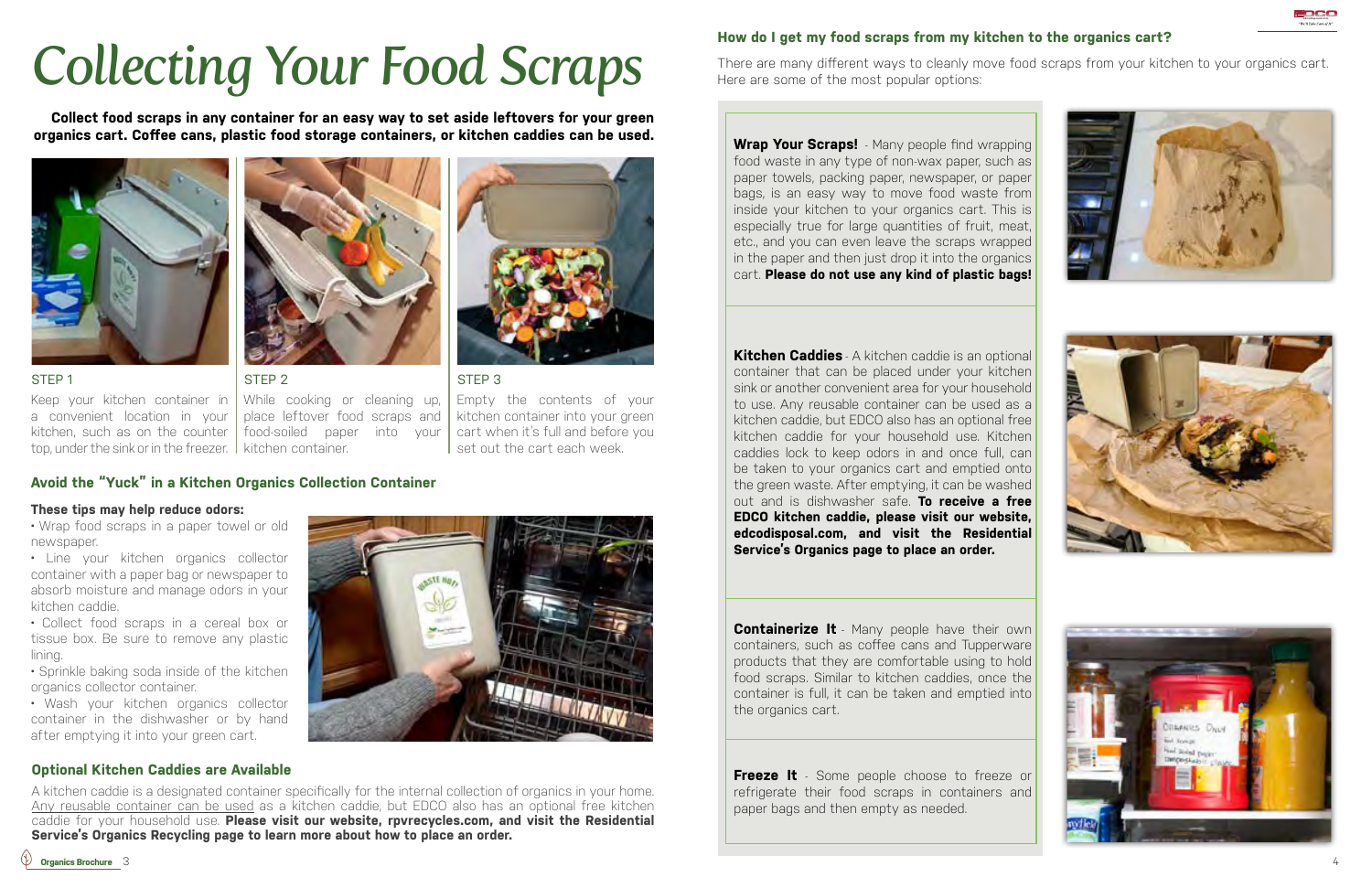# Collecting Your Food Scraps

**Collect food scraps in any container for an easy way to set aside leftovers for your green organics cart. Coffee cans, plastic food storage containers, or kitchen caddies can be used.**

STEP 1

Keep your kitchen container in a convenient location in your kitchen, such as on the counter top, under the sink or in the freezer.

STEP 2

While cooking or cleaning up, place leftover food scraps and food-soiled paper into your kitchen container.

STEP 3

Empty the contents of your kitchen container into your green cart when it's full and before you set out the cart each week.

## Avoid the "Yuck" in a Kitchen Organics Collection Container

**These tips may help reduce odors:**

- Wrap food scraps in a paper towel or old newspaper.
- Line your kitchen organics collector container with a paper bag or newspaper to absorb moisture and manage odors in your kitchen caddie.
- Collect food scraps in a cereal box or tissue box. Be sure to remove any plastic lining.
- Sprinkle baking soda inside of the kitchen organics collector container.
- Wash your kitchen organics collector container in the dishwasher or by hand after emptying it into your green cart.

## Optional Kitchen Caddies are Available

A kitchen caddie is a designated container specifically for the internal collection of organics in your home. Any reusable container can be used as a kitchen caddie, but EDCO also has an optional free kitchen caddie for your household use. **Please visit our website, rpvrecycles.com, and visit the Residential Service's Organics Recycling page to learn more about how to place an order.**

## How do I get my food scraps from my kitchen to the organics cart?

There are many different ways to cleanly move food scraps from your kitchen to your organics cart. Here are some of the most popular options:

**Wrap Your Scraps!** - Many people find wrapping food waste in any type of non-wax paper, such as paper towels, packing paper, newspaper, or paper bags, is an easy way to move food waste from inside your kitchen to your organics cart. This is especially true for large quantities of fruit, meat, etc., and you can even leave the scraps wrapped in the paper and then just drop it into the organics cart. **Please do not use any kind of plastic bags!**

**Kitchen Caddies** - A kitchen caddie is an optional container that can be placed under your kitchen sink or another convenient area for your household to use. Any reusable container can be used as a kitchen caddie, but EDCO also has an optional free kitchen caddie for your household use. Kitchen caddies lock to keep odors in and once full, can be taken to your organics cart and emptied onto the green waste. After emptying, it can be washed out and is dishwasher safe. **To receive a free EDCO kitchen caddie, please visit our website, edcodisposal.com, and visit the Residential Service's Organics page to place an order.**

**Containerize It** - Many people have their own containers, such as coffee cans and Tupperware products that they are comfortable using to hold food scraps. Similar to kitchen caddies, once the container is full, it can be taken and emptied into the organics cart.

**Freeze It** - Some people choose to freeze or refrigerate their food scraps in containers and paper bags and then empty as needed.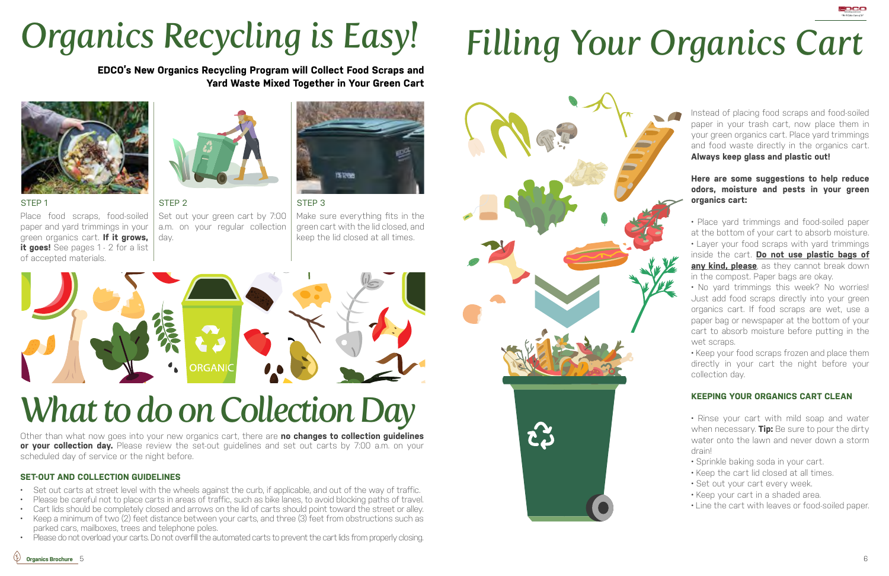# Organics Recycling is Easy!

**EDCO's New Organics Recycling Program will Collect Food Scraps and Yard Waste Mixed Together in Your Green Cart**

STEP 1

Place food scraps, food-soiled paper and yard trimmings in your green organics cart. **If it grows, it goes!** See pages 1 - 2 for a list of accepted materials.

STEP 2

Set out your green cart by 7:00 a.m. on your regular collection day.

STEP 3

Make sure everything fits in the green cart with the lid closed, and keep the lid closed at all times.

# What to do on Collection Day

Other than what now goes into your new organics cart, there are **no changes to collection guidelines or your collection day.** Please review the set-out guidelines and set out carts by 7:00 a.m. on your scheduled day of service or the night before.

### SET-OUT AND COLLECTION GUIDELINES

- Set out carts at street level with the wheels against the curb, if applicable, and out of the way of traffic.
- Please be careful not to place carts in areas of traffic, such as bike lanes, to avoid blocking paths of travel.
- Cart lids should be completely closed and arrows on the lid of carts should point toward the street or alley.
- Keep a minimum of two (2) feet distance between your carts, and three (3) feet from obstructions such as parked cars, mailboxes, trees and telephone poles.
- Please do not overload your carts. Do not overfill the automated carts to prevent the cart lids from properly closing.

# Filling Your Organics Cart

Instead of placing food scraps and food-soiled paper in your trash cart, now place them in your green organics cart. Place yard trimmings and food waste directly in the organics cart. **Always keep glass and plastic out!**

**Here are some suggestions to help reduce odors, moisture and pests in your green organics cart:**

- Place yard trimmings and food-soiled paper at the bottom of your cart to absorb moisture.
- Layer your food scraps with yard trimmings inside the cart. **Do not use plastic bags of any kind, please**, as they cannot break down in the compost. Paper bags are okay.
- No yard trimmings this week? No worries! Just add food scraps directly into your green organics cart. If food scraps are wet, use a paper bag or newspaper at the bottom of your cart to absorb moisture before putting in the wet scraps.
- Keep your food scraps frozen and place them directly in your cart the night before your collection day.

### KEEPING YOUR ORGANICS CART CLEAN

- Rinse your cart with mild soap and water when necessary. **Tip:** Be sure to pour the dirty water onto the lawn and never down a storm drain!
- Sprinkle baking soda in your cart.
- Keep the cart lid closed at all times.
- Set out your cart every week.
- Keep your cart in a shaded area.
- Line the cart with leaves or food-soiled paper.